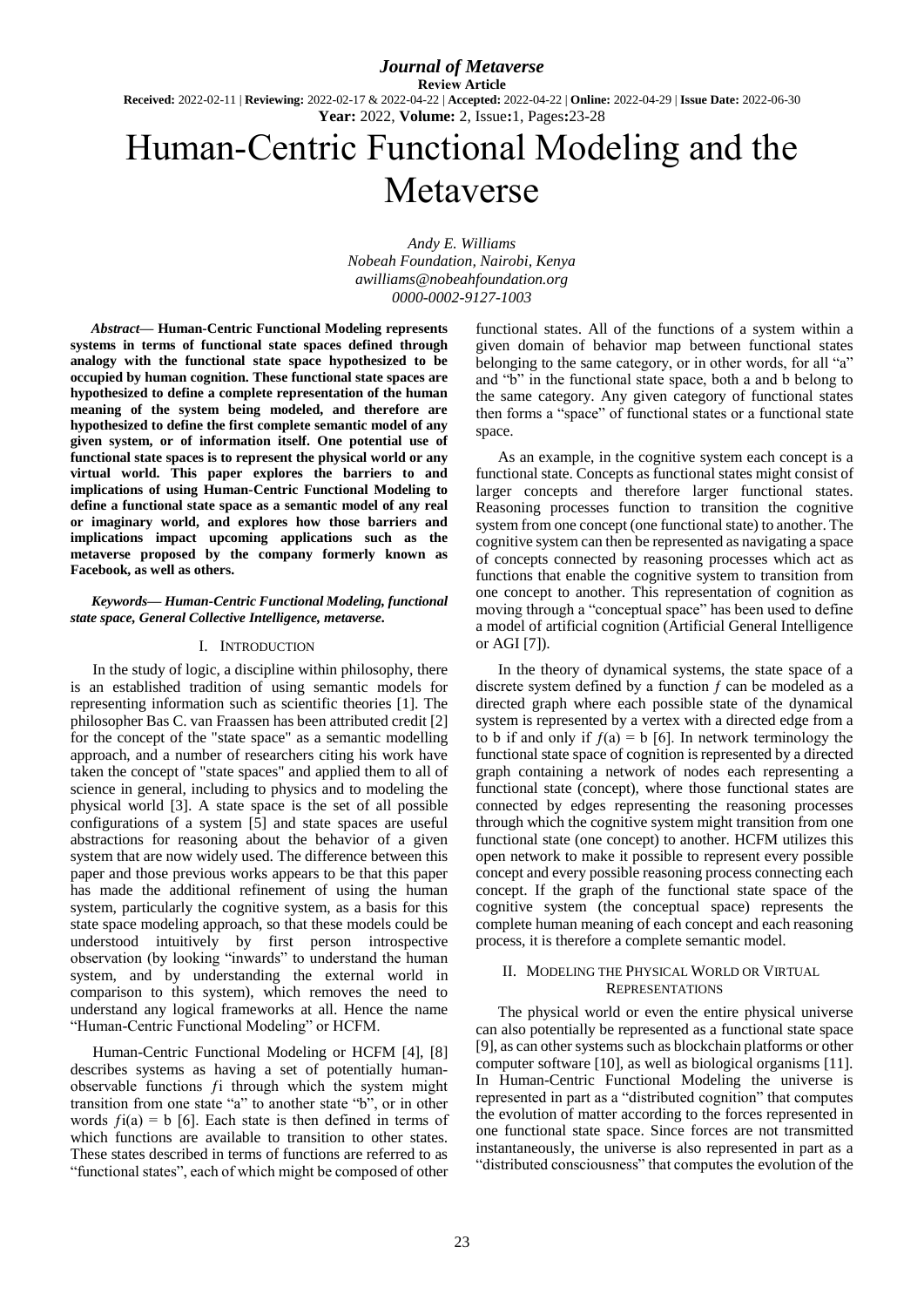*Journal of Metaverse*

**Review Article**

**Received:** 2022-02-11 | **Reviewing:** 2022-02-17 & 2022-04-22 | **Accepted:** 2022-04-22 | **Online:** 2022-04-29 | **Issue Date:** 2022-06-30

**Year:** 2022, **Volume:** 2, Issue**:**1, Pages**:**23-28

# Human-Centric Functional Modeling and the Metaverse

*Andy E. Williams*
*Nobeah Foundation, Nairobi, Kenya*
*awilliams@nobeahfoundation.org*
*0000-0002-9127-1003*

***Abstract*— Human-Centric Functional Modeling represents systems in terms of functional state spaces defined through analogy with the functional state space hypothesized to be occupied by human cognition. These functional state spaces are hypothesized to define a complete representation of the human meaning of the system being modeled, and therefore are hypothesized to define the first complete semantic model of any given system, or of information itself. One potential use of functional state spaces is to represent the physical world or any virtual world. This paper explores the barriers to and implications of using Human-Centric Functional Modeling to define a functional state space as a semantic model of any real or imaginary world, and explores how those barriers and implications impact upcoming applications such as the metaverse proposed by the company formerly known as Facebook, as well as others.**

***Keywords*— *Human-Centric Functional Modeling, functional state space, General Collective Intelligence, metaverse.***

## I. Introduction

In the study of logic, a discipline within philosophy, there is an established tradition of using semantic models for representing information such as scientific theories [1]. The philosopher Bas C. van Fraassen has been attributed credit [2] for the concept of the "state space" as a semantic modelling approach, and a number of researchers citing his work have taken the concept of "state spaces" and applied them to all of science in general, including to physics and to modeling the physical world [3]. A state space is the set of all possible configurations of a system [5] and state spaces are useful abstractions for reasoning about the behavior of a given system that are now widely used. The difference between this paper and those previous works appears to be that this paper has made the additional refinement of using the human system, particularly the cognitive system, as a basis for this state space modeling approach, so that these models could be understood intuitively by first person introspective observation (by looking "inwards" to understand the human system, and by understanding the external world in comparison to this system), which removes the need to understand any logical frameworks at all. Hence the name "Human-Centric Functional Modeling" or HCFM.

Human-Centric Functional Modeling or HCFM [4], [8] describes systems as having a set of potentially human-observable functions $fi$ through which the system might transition from one state "a" to another state "b", or in other words $fi(a) = b$ [6]. Each state is then defined in terms of which functions are available to transition to other states. These states described in terms of functions are referred to as "functional states", each of which might be composed of other functional states. All of the functions of a system within a given domain of behavior map between functional states belonging to the same category, or in other words, for all "a" and "b" in the functional state space, both a and b belong to the same category. Any given category of functional states then forms a "space" of functional states or a functional state space.

As an example, in the cognitive system each concept is a functional state. Concepts as functional states might consist of larger concepts and therefore larger functional states. Reasoning processes function to transition the cognitive system from one concept (one functional state) to another. The cognitive system can then be represented as navigating a space of concepts connected by reasoning processes which act as functions that enable the cognitive system to transition from one concept to another. This representation of cognition as moving through a "conceptual space" has been used to define a model of artificial cognition (Artificial General Intelligence or AGI [7]).

In the theory of dynamical systems, the state space of a discrete system defined by a function $f$ can be modeled as a directed graph where each possible state of the dynamical system is represented by a vertex with a directed edge from a to b if and only if $f(a) = b$ [6]. In network terminology the functional state space of cognition is represented by a directed graph containing a network of nodes each representing a functional state (concept), where those functional states are connected by edges representing the reasoning processes through which the cognitive system might transition from one functional state (one concept) to another. HCFM utilizes this open network to make it possible to represent every possible concept and every possible reasoning process connecting each concept. If the graph of the functional state space of the cognitive system (the conceptual space) represents the complete human meaning of each concept and each reasoning process, it is therefore a complete semantic model.

## II. Modeling the Physical World or Virtual Representations

The physical world or even the entire physical universe can also potentially be represented as a functional state space [9], as can other systems such as blockchain platforms or other computer software [10], as well as biological organisms [11]. In Human-Centric Functional Modeling the universe is represented in part as a "distributed cognition" that computes the evolution of matter according to the forces represented in one functional state space. Since forces are not transmitted instantaneously, the universe is also represented in part as a "distributed consciousness" that computes the evolution of the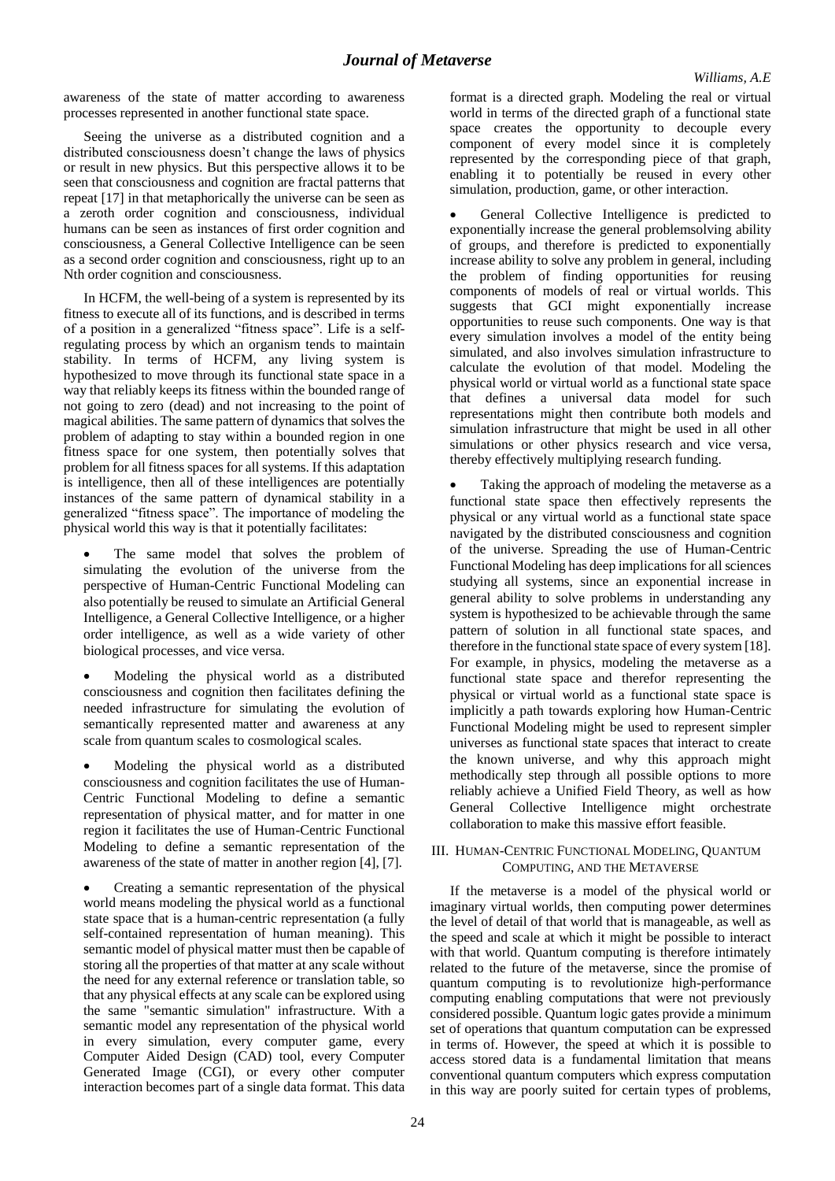awareness of the state of matter according to awareness processes represented in another functional state space.

Seeing the universe as a distributed cognition and a distributed consciousness doesn't change the laws of physics or result in new physics. But this perspective allows it to be seen that consciousness and cognition are fractal patterns that repeat [17] in that metaphorically the universe can be seen as a zeroth order cognition and consciousness, individual humans can be seen as instances of first order cognition and consciousness, a General Collective Intelligence can be seen as a second order cognition and consciousness, right up to an Nth order cognition and consciousness.

In HCFM, the well-being of a system is represented by its fitness to execute all of its functions, and is described in terms of a position in a generalized "fitness space". Life is a self-regulating process by which an organism tends to maintain stability. In terms of HCFM, any living system is hypothesized to move through its functional state space in a way that reliably keeps its fitness within the bounded range of not going to zero (dead) and not increasing to the point of magical abilities. The same pattern of dynamics that solves the problem of adapting to stay within a bounded region in one fitness space for one system, then potentially solves that problem for all fitness spaces for all systems. If this adaptation is intelligence, then all of these intelligences are potentially instances of the same pattern of dynamical stability in a generalized "fitness space". The importance of modeling the physical world this way is that it potentially facilitates:

- The same model that solves the problem of simulating the evolution of the universe from the perspective of Human-Centric Functional Modeling can also potentially be reused to simulate an Artificial General Intelligence, a General Collective Intelligence, or a higher order intelligence, as well as a wide variety of other biological processes, and vice versa.
- Modeling the physical world as a distributed consciousness and cognition then facilitates defining the needed infrastructure for simulating the evolution of semantically represented matter and awareness at any scale from quantum scales to cosmological scales.
- Modeling the physical world as a distributed consciousness and cognition facilitates the use of Human-Centric Functional Modeling to define a semantic representation of physical matter, and for matter in one region it facilitates the use of Human-Centric Functional Modeling to define a semantic representation of the awareness of the state of matter in another region [4], [7].
- Creating a semantic representation of the physical world means modeling the physical world as a functional state space that is a human-centric representation (a fully self-contained representation of human meaning). This semantic model of physical matter must then be capable of storing all the properties of that matter at any scale without the need for any external reference or translation table, so that any physical effects at any scale can be explored using the same "semantic simulation" infrastructure. With a semantic model any representation of the physical world in every simulation, every computer game, every Computer Aided Design (CAD) tool, every Computer Generated Image (CGI), or every other computer interaction becomes part of a single data format. This data format is a directed graph. Modeling the real or virtual world in terms of the directed graph of a functional state space creates the opportunity to decouple every component of every model since it is completely represented by the corresponding piece of that graph, enabling it to potentially be reused in every other simulation, production, game, or other interaction.
- General Collective Intelligence is predicted to exponentially increase the general problemsolving ability of groups, and therefore is predicted to exponentially increase ability to solve any problem in general, including the problem of finding opportunities for reusing components of models of real or virtual worlds. This suggests that GCI might exponentially increase opportunities to reuse such components. One way is that every simulation involves a model of the entity being simulated, and also involves simulation infrastructure to calculate the evolution of that model. Modeling the physical world or virtual world as a functional state space that defines a universal data model for such representations might then contribute both models and simulation infrastructure that might be used in all other simulations or other physics research and vice versa, thereby effectively multiplying research funding.
- Taking the approach of modeling the metaverse as a functional state space then effectively represents the physical or any virtual world as a functional state space navigated by the distributed consciousness and cognition of the universe. Spreading the use of Human-Centric Functional Modeling has deep implications for all sciences studying all systems, since an exponential increase in general ability to solve problems in understanding any system is hypothesized to be achievable through the same pattern of solution in all functional state spaces, and therefore in the functional state space of every system [18]. For example, in physics, modeling the metaverse as a functional state space and therefor representing the physical or virtual world as a functional state space is implicitly a path towards exploring how Human-Centric Functional Modeling might be used to represent simpler universes as functional state spaces that interact to create the known universe, and why this approach might methodically step through all possible options to more reliably achieve a Unified Field Theory, as well as how General Collective Intelligence might orchestrate collaboration to make this massive effort feasible.

## III. Human-Centric Functional Modeling, Quantum Computing, and the Metaverse

If the metaverse is a model of the physical world or imaginary virtual worlds, then computing power determines the level of detail of that world that is manageable, as well as the speed and scale at which it might be possible to interact with that world. Quantum computing is therefore intimately related to the future of the metaverse, since the promise of quantum computing is to revolutionize high-performance computing enabling computations that were not previously considered possible. Quantum logic gates provide a minimum set of operations that quantum computation can be expressed in terms of. However, the speed at which it is possible to access stored data is a fundamental limitation that means conventional quantum computers which express computation in this way are poorly suited for certain types of problems,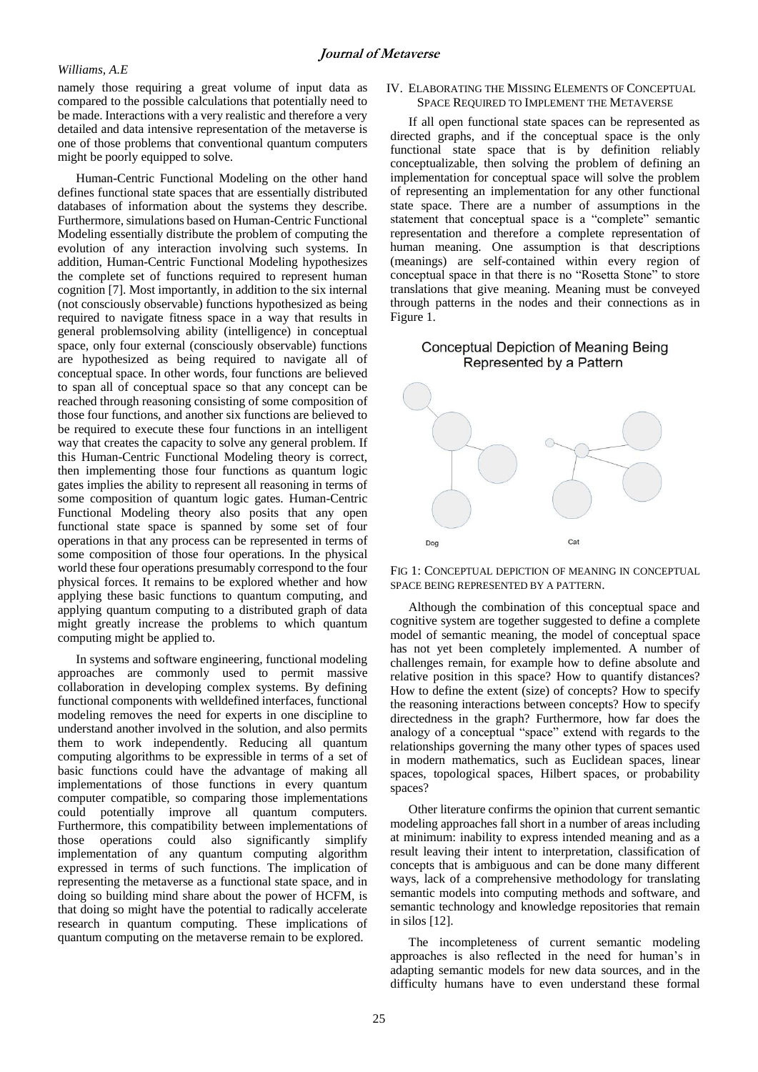namely those requiring a great volume of input data as compared to the possible calculations that potentially need to be made. Interactions with a very realistic and therefore a very detailed and data intensive representation of the metaverse is one of those problems that conventional quantum computers might be poorly equipped to solve.

Human-Centric Functional Modeling on the other hand defines functional state spaces that are essentially distributed databases of information about the systems they describe. Furthermore, simulations based on Human-Centric Functional Modeling essentially distribute the problem of computing the evolution of any interaction involving such systems. In addition, Human-Centric Functional Modeling hypothesizes the complete set of functions required to represent human cognition [7]. Most importantly, in addition to the six internal (not consciously observable) functions hypothesized as being required to navigate fitness space in a way that results in general problemsolving ability (intelligence) in conceptual space, only four external (consciously observable) functions are hypothesized as being required to navigate all of conceptual space. In other words, four functions are believed to span all of conceptual space so that any concept can be reached through reasoning consisting of some composition of those four functions, and another six functions are believed to be required to execute these four functions in an intelligent way that creates the capacity to solve any general problem. If this Human-Centric Functional Modeling theory is correct, then implementing those four functions as quantum logic gates implies the ability to represent all reasoning in terms of some composition of quantum logic gates. Human-Centric Functional Modeling theory also posits that any open functional state space is spanned by some set of four operations in that any process can be represented in terms of some composition of those four operations. In the physical world these four operations presumably correspond to the four physical forces. It remains to be explored whether and how applying these basic functions to quantum computing, and applying quantum computing to a distributed graph of data might greatly increase the problems to which quantum computing might be applied to.

In systems and software engineering, functional modeling approaches are commonly used to permit massive collaboration in developing complex systems. By defining functional components with welldefined interfaces, functional modeling removes the need for experts in one discipline to understand another involved in the solution, and also permits them to work independently. Reducing all quantum computing algorithms to be expressible in terms of a set of basic functions could have the advantage of making all implementations of those functions in every quantum computer compatible, so comparing those implementations could potentially improve all quantum computers. Furthermore, this compatibility between implementations of those operations could also significantly simplify implementation of any quantum computing algorithm expressed in terms of such functions. The implication of representing the metaverse as a functional state space, and in doing so building mind share about the power of HCFM, is that doing so might have the potential to radically accelerate research in quantum computing. These implications of quantum computing on the metaverse remain to be explored.

## IV. Elaborating the Missing Elements of Conceptual Space Required to Implement the Metaverse

If all open functional state spaces can be represented as directed graphs, and if the conceptual space is the only functional state space that is by definition reliably conceptualizable, then solving the problem of defining an implementation for conceptual space will solve the problem of representing an implementation for any other functional state space. There are a number of assumptions in the statement that conceptual space is a "complete" semantic representation and therefore a complete representation of human meaning. One assumption is that descriptions (meanings) are self-contained within every region of conceptual space in that there is no "Rosetta Stone" to store translations that give meaning. Meaning must be conveyed through patterns in the nodes and their connections as in Figure 1.

Conceptual Depiction of Meaning Being Represented by a Pattern

Dog Cat

Fig 1: Conceptual depiction of meaning in conceptual space being represented by a pattern.

Although the combination of this conceptual space and cognitive system are together suggested to define a complete model of semantic meaning, the model of conceptual space has not yet been completely implemented. A number of challenges remain, for example how to define absolute and relative position in this space? How to quantify distances? How to define the extent (size) of concepts? How to specify the reasoning interactions between concepts? How to specify directedness in the graph? Furthermore, how far does the analogy of a conceptual "space" extend with regards to the relationships governing the many other types of spaces used in modern mathematics, such as Euclidean spaces, linear spaces, topological spaces, Hilbert spaces, or probability spaces?

Other literature confirms the opinion that current semantic modeling approaches fall short in a number of areas including at minimum: inability to express intended meaning and as a result leaving their intent to interpretation, classification of concepts that is ambiguous and can be done many different ways, lack of a comprehensive methodology for translating semantic models into computing methods and software, and semantic technology and knowledge repositories that remain in silos [12].

The incompleteness of current semantic modeling approaches is also reflected in the need for human's in adapting semantic models for new data sources, and in the difficulty humans have to even understand these formal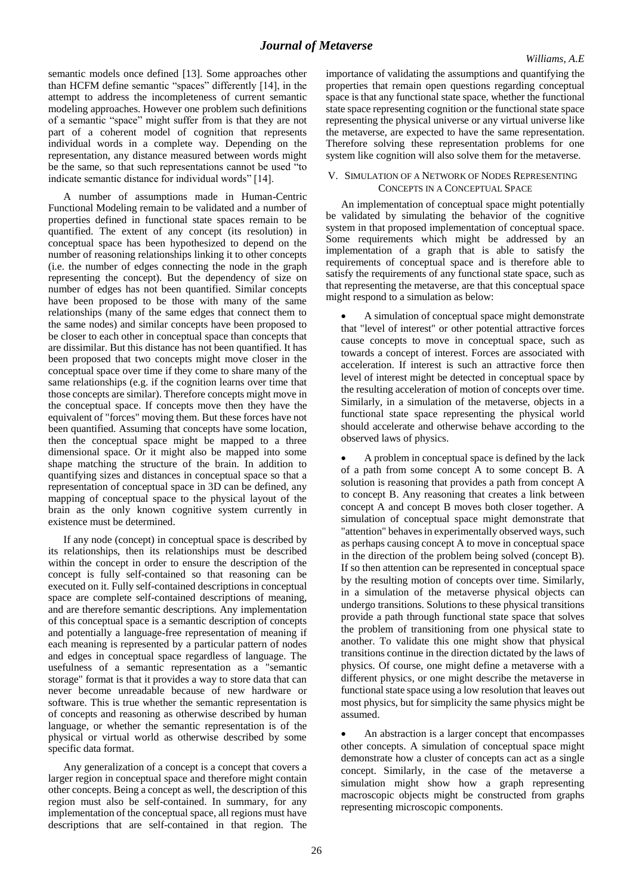semantic models once defined [13]. Some approaches other than HCFM define semantic "spaces" differently [14], in the attempt to address the incompleteness of current semantic modeling approaches. However one problem such definitions of a semantic "space" might suffer from is that they are not part of a coherent model of cognition that represents individual words in a complete way. Depending on the representation, any distance measured between words might be the same, so that such representations cannot be used "to indicate semantic distance for individual words" [14].

A number of assumptions made in Human-Centric Functional Modeling remain to be validated and a number of properties defined in functional state spaces remain to be quantified. The extent of any concept (its resolution) in conceptual space has been hypothesized to depend on the number of reasoning relationships linking it to other concepts (i.e. the number of edges connecting the node in the graph representing the concept). But the dependency of size on number of edges has not been quantified. Similar concepts have been proposed to be those with many of the same relationships (many of the same edges that connect them to the same nodes) and similar concepts have been proposed to be closer to each other in conceptual space than concepts that are dissimilar. But this distance has not been quantified. It has been proposed that two concepts might move closer in the conceptual space over time if they come to share many of the same relationships (e.g. if the cognition learns over time that those concepts are similar). Therefore concepts might move in the conceptual space. If concepts move then they have the equivalent of "forces" moving them. But these forces have not been quantified. Assuming that concepts have some location, then the conceptual space might be mapped to a three dimensional space. Or it might also be mapped into some shape matching the structure of the brain. In addition to quantifying sizes and distances in conceptual space so that a representation of conceptual space in 3D can be defined, any mapping of conceptual space to the physical layout of the brain as the only known cognitive system currently in existence must be determined.

If any node (concept) in conceptual space is described by its relationships, then its relationships must be described within the concept in order to ensure the description of the concept is fully self-contained so that reasoning can be executed on it. Fully self-contained descriptions in conceptual space are complete self-contained descriptions of meaning, and are therefore semantic descriptions. Any implementation of this conceptual space is a semantic description of concepts and potentially a language-free representation of meaning if each meaning is represented by a particular pattern of nodes and edges in conceptual space regardless of language. The usefulness of a semantic representation as a "semantic storage" format is that it provides a way to store data that can never become unreadable because of new hardware or software. This is true whether the semantic representation is of concepts and reasoning as otherwise described by human language, or whether the semantic representation is of the physical or virtual world as otherwise described by some specific data format.

Any generalization of a concept is a concept that covers a larger region in conceptual space and therefore might contain other concepts. Being a concept as well, the description of this region must also be self-contained. In summary, for any implementation of the conceptual space, all regions must have descriptions that are self-contained in that region. The importance of validating the assumptions and quantifying the properties that remain open questions regarding conceptual space is that any functional state space, whether the functional state space representing cognition or the functional state space representing the physical universe or any virtual universe like the metaverse, are expected to have the same representation. Therefore solving these representation problems for one system like cognition will also solve them for the metaverse.

## V. Simulation of a Network of Nodes Representing Concepts in a Conceptual Space

An implementation of conceptual space might potentially be validated by simulating the behavior of the cognitive system in that proposed implementation of conceptual space. Some requirements which might be addressed by an implementation of a graph that is able to satisfy the requirements of conceptual space and is therefore able to satisfy the requirements of any functional state space, such as that representing the metaverse, are that this conceptual space might respond to a simulation as below:

- A simulation of conceptual space might demonstrate that "level of interest" or other potential attractive forces cause concepts to move in conceptual space, such as towards a concept of interest. Forces are associated with acceleration. If interest is such an attractive force then level of interest might be detected in conceptual space by the resulting acceleration of motion of concepts over time. Similarly, in a simulation of the metaverse, objects in a functional state space representing the physical world should accelerate and otherwise behave according to the observed laws of physics.

- A problem in conceptual space is defined by the lack of a path from some concept A to some concept B. A solution is reasoning that provides a path from concept A to concept B. Any reasoning that creates a link between concept A and concept B moves both closer together. A simulation of conceptual space might demonstrate that "attention" behaves in experimentally observed ways, such as perhaps causing concept A to move in conceptual space in the direction of the problem being solved (concept B). If so then attention can be represented in conceptual space by the resulting motion of concepts over time. Similarly, in a simulation of the metaverse physical objects can undergo transitions. Solutions to these physical transitions provide a path through functional state space that solves the problem of transitioning from one physical state to another. To validate this one might show that physical transitions continue in the direction dictated by the laws of physics. Of course, one might define a metaverse with a different physics, or one might describe the metaverse in functional state space using a low resolution that leaves out most physics, but for simplicity the same physics might be assumed.

- An abstraction is a larger concept that encompasses other concepts. A simulation of conceptual space might demonstrate how a cluster of concepts can act as a single concept. Similarly, in the case of the metaverse a simulation might show how a graph representing macroscopic objects might be constructed from graphs representing microscopic components.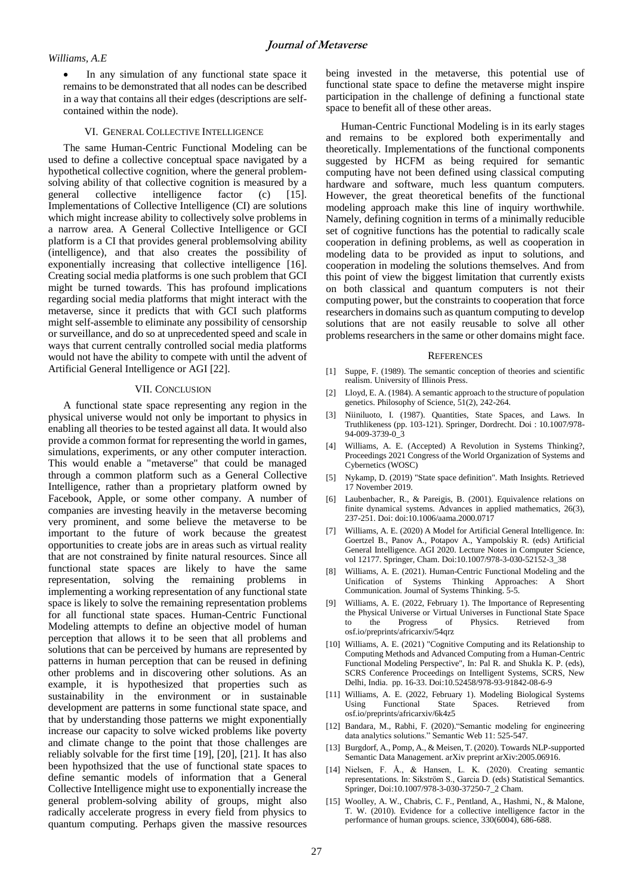- In any simulation of any functional state space it remains to be demonstrated that all nodes can be described in a way that contains all their edges (descriptions are self-contained within the node).

## VI. General Collective Intelligence

The same Human-Centric Functional Modeling can be used to define a collective conceptual space navigated by a hypothetical collective cognition, where the general problem-solving ability of that collective cognition is measured by a general collective intelligence factor (c) [15]. Implementations of Collective Intelligence (CI) are solutions which might increase ability to collectively solve problems in a narrow area. A General Collective Intelligence or GCI platform is a CI that provides general problemsolving ability (intelligence), and that also creates the possibility of exponentially increasing that collective intelligence [16]. Creating social media platforms is one such problem that GCI might be turned towards. This has profound implications regarding social media platforms that might interact with the metaverse, since it predicts that with GCI such platforms might self-assemble to eliminate any possibility of censorship or surveillance, and do so at unprecedented speed and scale in ways that current centrally controlled social media platforms would not have the ability to compete with until the advent of Artificial General Intelligence or AGI [22].

## VII. Conclusion

A functional state space representing any region in the physical universe would not only be important to physics in enabling all theories to be tested against all data. It would also provide a common format for representing the world in games, simulations, experiments, or any other computer interaction. This would enable a "metaverse" that could be managed through a common platform such as a General Collective Intelligence, rather than a proprietary platform owned by Facebook, Apple, or some other company. A number of companies are investing heavily in the metaverse becoming very prominent, and some believe the metaverse to be important to the future of work because the greatest opportunities to create jobs are in areas such as virtual reality that are not constrained by finite natural resources. Since all functional state spaces are likely to have the same representation, solving the remaining problems in implementing a working representation of any functional state space is likely to solve the remaining representation problems for all functional state spaces. Human-Centric Functional Modeling attempts to define an objective model of human perception that allows it to be seen that all problems and solutions that can be perceived by humans are represented by patterns in human perception that can be reused in defining other problems and in discovering other solutions. As an example, it is hypothesized that properties such as sustainability in the environment or in sustainable development are patterns in some functional state space, and that by understanding those patterns we might exponentially increase our capacity to solve wicked problems like poverty and climate change to the point that those challenges are reliably solvable for the first time [19], [20], [21]. It has also been hypothsized that the use of functional state spaces to define semantic models of information that a General Collective Intelligence might use to exponentially increase the general problem-solving ability of groups, might also radically accelerate progress in every field from physics to quantum computing. Perhaps given the massive resources being invested in the metaverse, this potential use of functional state space to define the metaverse might inspire participation in the challenge of defining a functional state space to benefit all of these other areas.

Human-Centric Functional Modeling is in its early stages and remains to be explored both experimentally and theoretically. Implementations of the functional components suggested by HCFM as being required for semantic computing have not been defined using classical computing hardware and software, much less quantum computers. However, the great theoretical benefits of the functional modeling approach make this line of inquiry worthwhile. Namely, defining cognition in terms of a minimally reducible set of cognitive functions has the potential to radically scale cooperation in defining problems, as well as cooperation in modeling data to be provided as input to solutions, and cooperation in modeling the solutions themselves. And from this point of view the biggest limitation that currently exists on both classical and quantum computers is not their computing power, but the constraints to cooperation that force researchers in domains such as quantum computing to develop solutions that are not easily reusable to solve all other problems researchers in the same or other domains might face.

## References

[1] Suppe, F. (1989). The semantic conception of theories and scientific realism. University of Illinois Press.

[2] Lloyd, E. A. (1984). A semantic approach to the structure of population genetics. Philosophy of Science, 51(2), 242-264.

[3] Niiniluoto, I. (1987). Quantities, State Spaces, and Laws. In Truthlikeness (pp. 103-121). Springer, Dordrecht. Doi : 10.1007/978-94-009-3739-0_3

[4] Williams, A. E. (Accepted) A Revolution in Systems Thinking?, Proceedings 2021 Congress of the World Organization of Systems and Cybernetics (WOSC)

[5] Nykamp, D. (2019) "State space definition". Math Insights. Retrieved 17 November 2019.

[6] Laubenbacher, R., & Pareigis, B. (2001). Equivalence relations on finite dynamical systems. Advances in applied mathematics, 26(3), 237-251. Doi: doi:10.1006/aama.2000.0717

[7] Williams, A. E. (2020) A Model for Artificial General Intelligence. In: Goertzel B., Panov A., Potapov A., Yampolskiy R. (eds) Artificial General Intelligence. AGI 2020. Lecture Notes in Computer Science, vol 12177. Springer, Cham. Doi:10.1007/978-3-030-52152-3_38

[8] Williams, A. E. (2021). Human-Centric Functional Modeling and the Unification of Systems Thinking Approaches: A Short Communication. Journal of Systems Thinking. 5-5.

[9] Williams, A. E. (2022, February 1). The Importance of Representing the Physical Universe or Virtual Universes in Functional State Space to the Progress of Physics. Retrieved from osf.io/preprints/africarxiv/54qrz

[10] Williams, A. E. (2021) "Cognitive Computing and its Relationship to Computing Methods and Advanced Computing from a Human-Centric Functional Modeling Perspective", In: Pal R. and Shukla K. P. (eds), SCRS Conference Proceedings on Intelligent Systems, SCRS, New Delhi, India. pp. 16-33. Doi:10.52458/978-93-91842-08-6-9

[11] Williams, A. E. (2022, February 1). Modeling Biological Systems Using Functional State Spaces. Retrieved from osf.io/preprints/africarxiv/6k4z5

[12] Bandara, M., Rabhi, F. (2020)."Semantic modeling for engineering data analytics solutions." Semantic Web 11: 525-547.

[13] Burgdorf, A., Pomp, A., & Meisen, T. (2020). Towards NLP-supported Semantic Data Management. arXiv preprint arXiv:2005.06916.

[14] Nielsen, F. Å., & Hansen, L. K. (2020). Creating semantic representations. In: Sikström S., Garcia D. (eds) Statistical Semantics. Springer, Doi:10.1007/978-3-030-37250-7_2 Cham.

[15] Woolley, A. W., Chabris, C. F., Pentland, A., Hashmi, N., & Malone, T. W. (2010). Evidence for a collective intelligence factor in the performance of human groups. science, 330(6004), 686-688.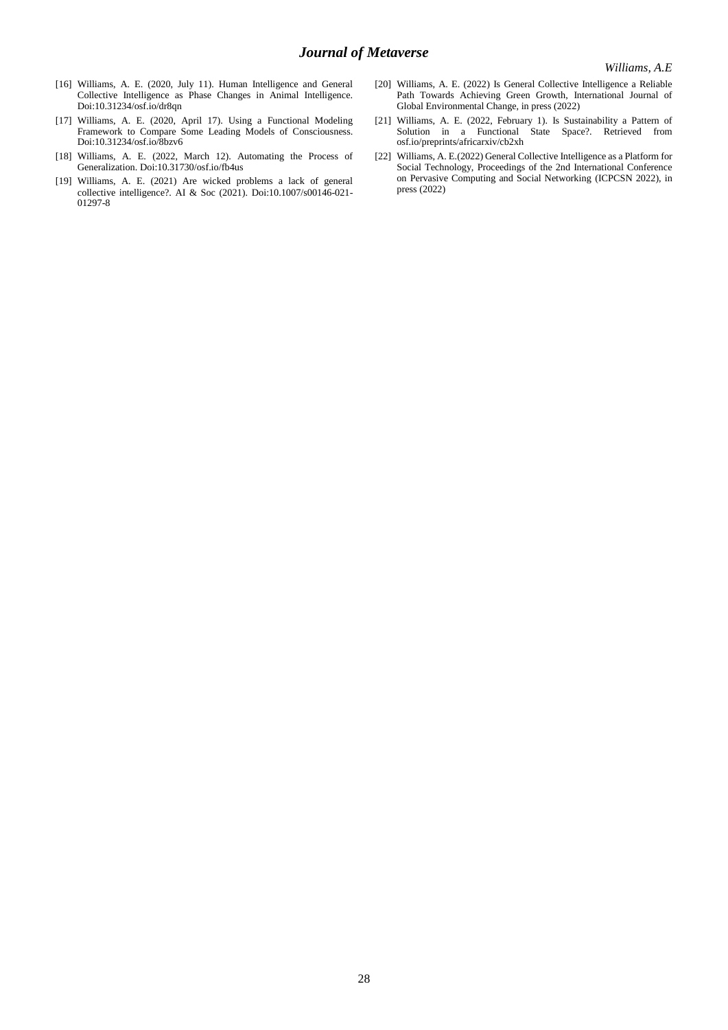[16] Williams, A. E. (2020, July 11). Human Intelligence and General Collective Intelligence as Phase Changes in Animal Intelligence. Doi:10.31234/osf.io/dr8qn

[17] Williams, A. E. (2020, April 17). Using a Functional Modeling Framework to Compare Some Leading Models of Consciousness. Doi:10.31234/osf.io/8bzv6

[18] Williams, A. E. (2022, March 12). Automating the Process of Generalization. Doi:10.31730/osf.io/fb4us

[19] Williams, A. E. (2021) Are wicked problems a lack of general collective intelligence?. AI & Soc (2021). Doi:10.1007/s00146-021-01297-8

[20] Williams, A. E. (2022) Is General Collective Intelligence a Reliable Path Towards Achieving Green Growth, International Journal of Global Environmental Change, in press (2022)

[21] Williams, A. E. (2022, February 1). Is Sustainability a Pattern of Solution in a Functional State Space?. Retrieved from osf.io/preprints/africarxiv/cb2xh

[22] Williams, A. E.(2022) General Collective Intelligence as a Platform for Social Technology, Proceedings of the 2nd International Conference on Pervasive Computing and Social Networking (ICPCSN 2022), in press (2022)